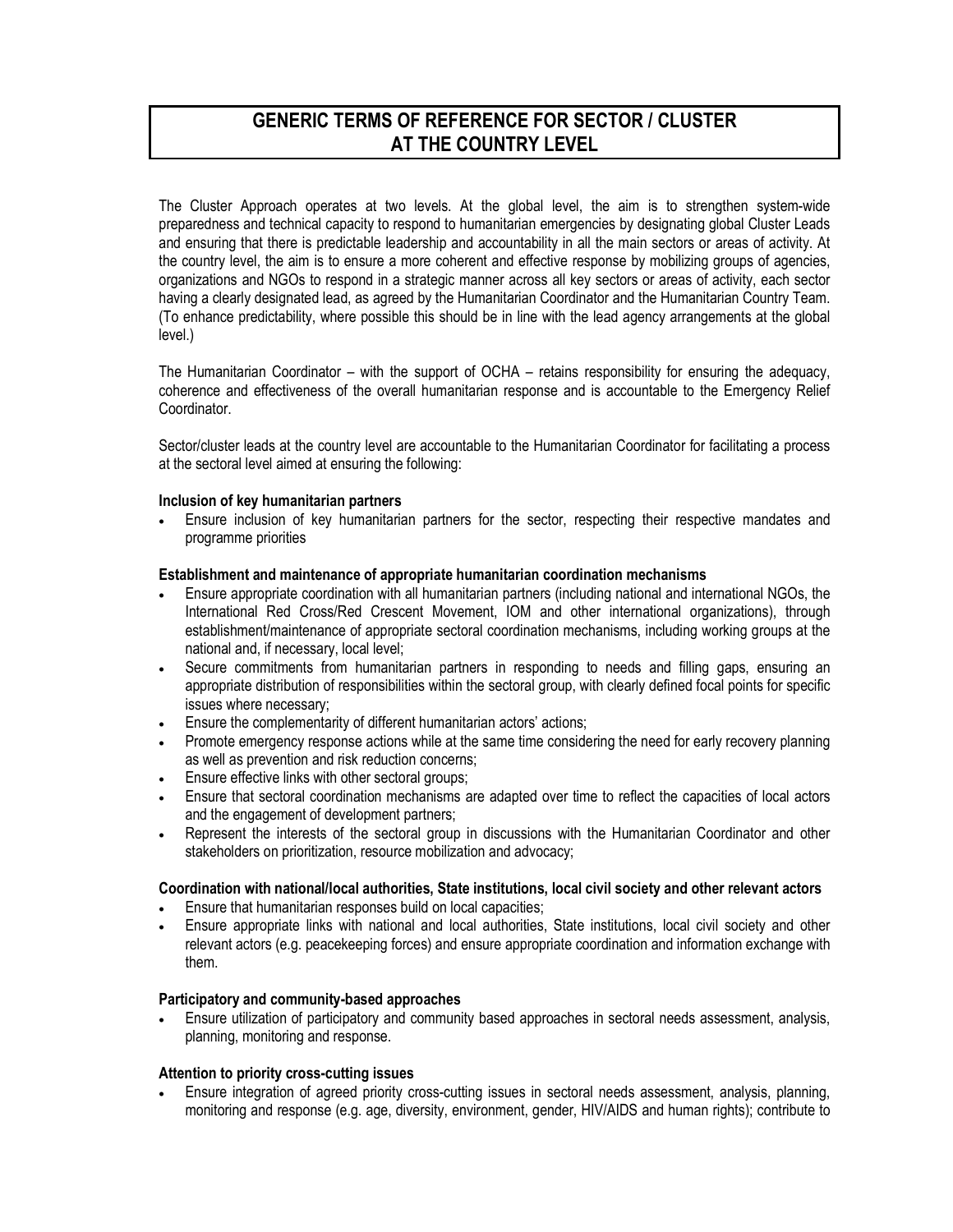# GENERIC TERMS OF REFERENCE FOR SECTOR / CLUSTER AT THE COUNTRY LEVEL

The Cluster Approach operates at two levels. At the global level, the aim is to strengthen system-wide preparedness and technical capacity to respond to humanitarian emergencies by designating global Cluster Leads and ensuring that there is predictable leadership and accountability in all the main sectors or areas of activity. At the country level, the aim is to ensure a more coherent and effective response by mobilizing groups of agencies, organizations and NGOs to respond in a strategic manner across all key sectors or areas of activity, each sector having a clearly designated lead, as agreed by the Humanitarian Coordinator and the Humanitarian Country Team. (To enhance predictability, where possible this should be in line with the lead agency arrangements at the global level.)

The Humanitarian Coordinator – with the support of OCHA – retains responsibility for ensuring the adequacy, coherence and effectiveness of the overall humanitarian response and is accountable to the Emergency Relief Coordinator.

Sector/cluster leads at the country level are accountable to the Humanitarian Coordinator for facilitating a process at the sectoral level aimed at ensuring the following:

**Inclusion of key humanitarian partners**

- Ensure inclusion of key humanitarian partners for the sector, respecting their respective mandates and programme priorities

**Establishment and maintenance of appropriate humanitarian coordination mechanisms**

- Ensure appropriate coordination with all humanitarian partners (including national and international NGOs, the International Red Cross/Red Crescent Movement, IOM and other international organizations), through establishment/maintenance of appropriate sectoral coordination mechanisms, including working groups at the national and, if necessary, local level;
- Secure commitments from humanitarian partners in responding to needs and filling gaps, ensuring an appropriate distribution of responsibilities within the sectoral group, with clearly defined focal points for specific issues where necessary;
- Ensure the complementarity of different humanitarian actors' actions;
- Promote emergency response actions while at the same time considering the need for early recovery planning as well as prevention and risk reduction concerns;
- Ensure effective links with other sectoral groups;
- Ensure that sectoral coordination mechanisms are adapted over time to reflect the capacities of local actors and the engagement of development partners;
- Represent the interests of the sectoral group in discussions with the Humanitarian Coordinator and other stakeholders on prioritization, resource mobilization and advocacy;

**Coordination with national/local authorities, State institutions, local civil society and other relevant actors**

- Ensure that humanitarian responses build on local capacities;
- Ensure appropriate links with national and local authorities, State institutions, local civil society and other relevant actors (e.g. peacekeeping forces) and ensure appropriate coordination and information exchange with them.

**Participatory and community-based approaches**

- Ensure utilization of participatory and community based approaches in sectoral needs assessment, analysis, planning, monitoring and response.

**Attention to priority cross-cutting issues**

- Ensure integration of agreed priority cross-cutting issues in sectoral needs assessment, analysis, planning, monitoring and response (e.g. age, diversity, environment, gender, HIV/AIDS and human rights); contribute to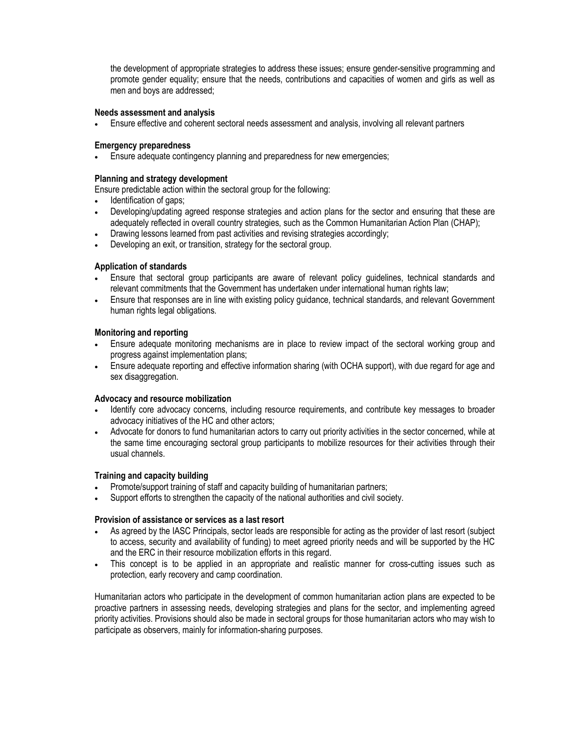the development of appropriate strategies to address these issues; ensure gender-sensitive programming and promote gender equality; ensure that the needs, contributions and capacities of women and girls as well as men and boys are addressed;

**Needs assessment and analysis**

- Ensure effective and coherent sectoral needs assessment and analysis, involving all relevant partners

**Emergency preparedness**

- Ensure adequate contingency planning and preparedness for new emergencies;

**Planning and strategy development**

Ensure predictable action within the sectoral group for the following:

- Identification of gaps;
- Developing/updating agreed response strategies and action plans for the sector and ensuring that these are adequately reflected in overall country strategies, such as the Common Humanitarian Action Plan (CHAP);
- Drawing lessons learned from past activities and revising strategies accordingly;
- Developing an exit, or transition, strategy for the sectoral group.

**Application of standards**

- Ensure that sectoral group participants are aware of relevant policy guidelines, technical standards and relevant commitments that the Government has undertaken under international human rights law;
- Ensure that responses are in line with existing policy guidance, technical standards, and relevant Government human rights legal obligations.

**Monitoring and reporting**

- Ensure adequate monitoring mechanisms are in place to review impact of the sectoral working group and progress against implementation plans;
- Ensure adequate reporting and effective information sharing (with OCHA support), with due regard for age and sex disaggregation.

**Advocacy and resource mobilization**

- Identify core advocacy concerns, including resource requirements, and contribute key messages to broader advocacy initiatives of the HC and other actors;
- Advocate for donors to fund humanitarian actors to carry out priority activities in the sector concerned, while at the same time encouraging sectoral group participants to mobilize resources for their activities through their usual channels.

**Training and capacity building**

- Promote/support training of staff and capacity building of humanitarian partners;
- Support efforts to strengthen the capacity of the national authorities and civil society.

**Provision of assistance or services as a last resort**

- As agreed by the IASC Principals, sector leads are responsible for acting as the provider of last resort (subject to access, security and availability of funding) to meet agreed priority needs and will be supported by the HC and the ERC in their resource mobilization efforts in this regard.
- This concept is to be applied in an appropriate and realistic manner for cross-cutting issues such as protection, early recovery and camp coordination.

Humanitarian actors who participate in the development of common humanitarian action plans are expected to be proactive partners in assessing needs, developing strategies and plans for the sector, and implementing agreed priority activities. Provisions should also be made in sectoral groups for those humanitarian actors who may wish to participate as observers, mainly for information-sharing purposes.